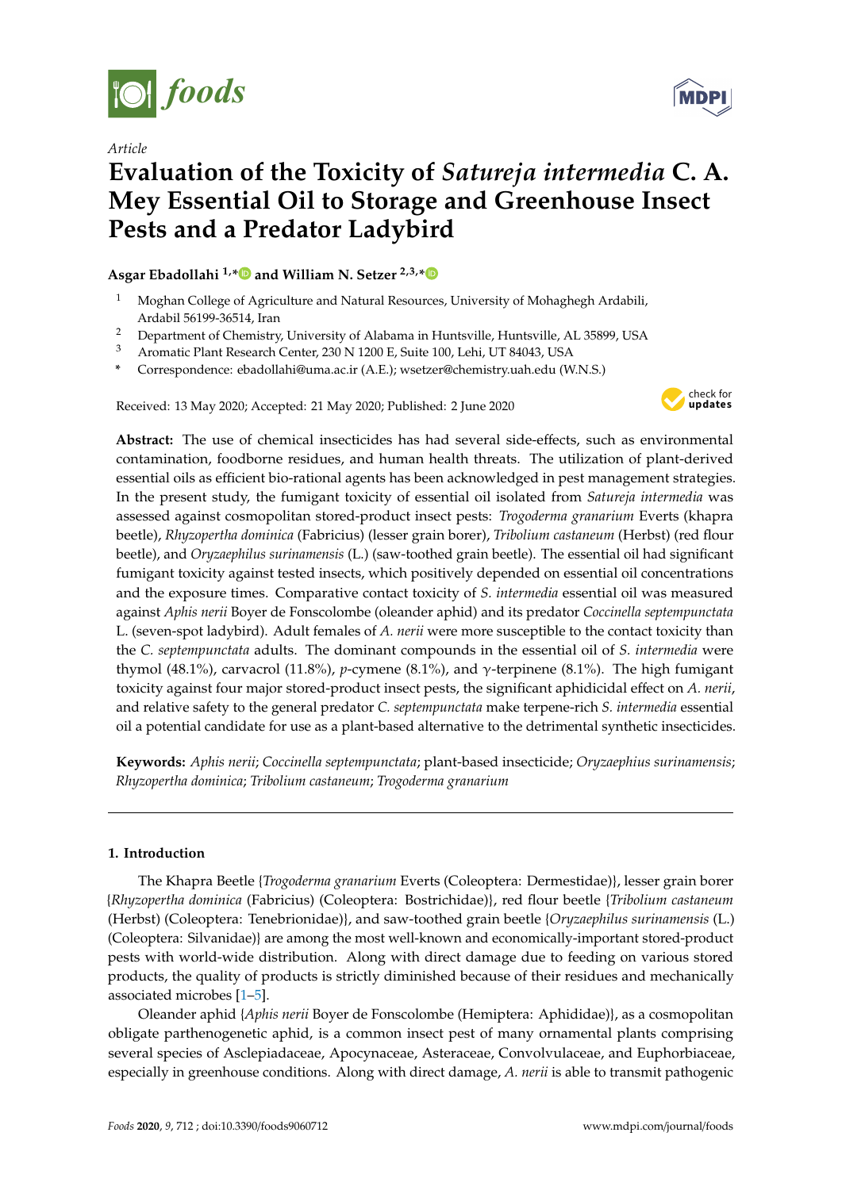*Article*

# Evaluation of the Toxicity of *Satureja intermedia* C. A. Mey Essential Oil to Storage and Greenhouse Insect Pests and a Predator Ladybird

**Asgar Ebadollahi [1,*] and William N. Setzer [2,3,*]**

[1] Moghan College of Agriculture and Natural Resources, University of Mohaghegh Ardabili, Ardabil 56199-36514, Iran
[2] Department of Chemistry, University of Alabama in Huntsville, Huntsville, AL 35899, USA
[3] Aromatic Plant Research Center, 230 N 1200 E, Suite 100, Lehi, UT 84043, USA
* Correspondence: ebadollahi@uma.ac.ir (A.E.); wsetzer@chemistry.uah.edu (W.N.S.)

Received: 13 May 2020; Accepted: 21 May 2020; Published: 2 June 2020

**Abstract:** The use of chemical insecticides has had several side-effects, such as environmental contamination, foodborne residues, and human health threats. The utilization of plant-derived essential oils as efficient bio-rational agents has been acknowledged in pest management strategies. In the present study, the fumigant toxicity of essential oil isolated from *Satureja intermedia* was assessed against cosmopolitan stored-product insect pests: *Trogoderma granarium* Everts (khapra beetle), *Rhyzopertha dominica* (Fabricius) (lesser grain borer), *Tribolium castaneum* (Herbst) (red flour beetle), and *Oryzaephilus surinamensis* (L.) (saw-toothed grain beetle). The essential oil had significant fumigant toxicity against tested insects, which positively depended on essential oil concentrations and the exposure times. Comparative contact toxicity of *S. intermedia* essential oil was measured against *Aphis nerii* Boyer de Fonscolombe (oleander aphid) and its predator *Coccinella septempunctata* L. (seven-spot ladybird). Adult females of *A. nerii* were more susceptible to the contact toxicity than the *C. septempunctata* adults. The dominant compounds in the essential oil of *S. intermedia* were thymol (48.1%), carvacrol (11.8%), *p*-cymene (8.1%), and γ-terpinene (8.1%). The high fumigant toxicity against four major stored-product insect pests, the significant aphidicidal effect on *A. nerii*, and relative safety to the general predator *C. septempunctata* make terpene-rich *S. intermedia* essential oil a potential candidate for use as a plant-based alternative to the detrimental synthetic insecticides.

**Keywords:** *Aphis nerii*; *Coccinella septempunctata*; plant-based insecticide; *Oryzaephius surinamensis*; *Rhyzopertha dominica*; *Tribolium castaneum*; *Trogoderma granarium*

## 1. Introduction

The Khapra Beetle {*Trogoderma granarium* Everts (Coleoptera: Dermestidae)}, lesser grain borer {*Rhyzopertha dominica* (Fabricius) (Coleoptera: Bostrichidae)}, red flour beetle {*Tribolium castaneum* (Herbst) (Coleoptera: Tenebrionidae)}, and saw-toothed grain beetle {*Oryzaephilus surinamensis* (L.) (Coleoptera: Silvanidae)} are among the most well-known and economically-important stored-product pests with world-wide distribution. Along with direct damage due to feeding on various stored products, the quality of products is strictly diminished because of their residues and mechanically associated microbes [1–5].

Oleander aphid {*Aphis nerii* Boyer de Fonscolombe (Hemiptera: Aphididae)}, as a cosmopolitan obligate parthenogenetic aphid, is a common insect pest of many ornamental plants comprising several species of Asclepiadaceae, Apocynaceae, Asteraceae, Convolvulaceae, and Euphorbiaceae, especially in greenhouse conditions. Along with direct damage, *A. nerii* is able to transmit pathogenic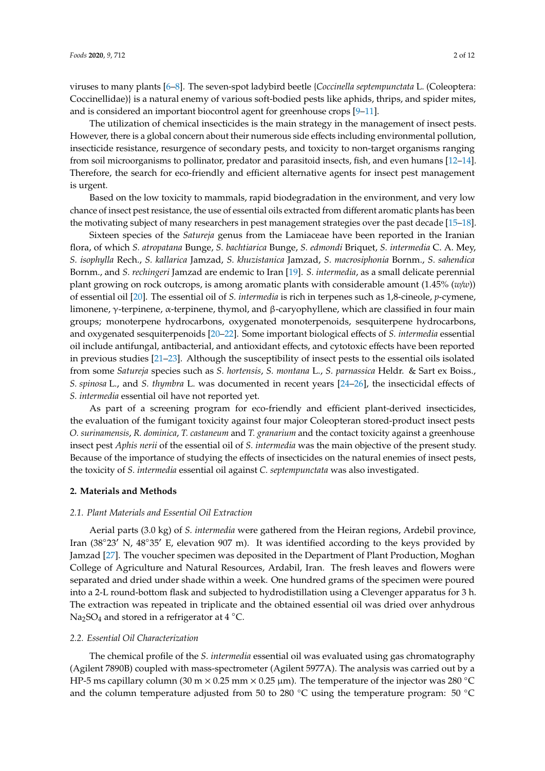viruses to many plants [6–8]. The seven-spot ladybird beetle {*Coccinella septempunctata* L. (Coleoptera: Coccinellidae)} is a natural enemy of various soft-bodied pests like aphids, thrips, and spider mites, and is considered an important biocontrol agent for greenhouse crops [9–11].

The utilization of chemical insecticides is the main strategy in the management of insect pests. However, there is a global concern about their numerous side effects including environmental pollution, insecticide resistance, resurgence of secondary pests, and toxicity to non-target organisms ranging from soil microorganisms to pollinator, predator and parasitoid insects, fish, and even humans [12–14]. Therefore, the search for eco-friendly and efficient alternative agents for insect pest management is urgent.

Based on the low toxicity to mammals, rapid biodegradation in the environment, and very low chance of insect pest resistance, the use of essential oils extracted from different aromatic plants has been the motivating subject of many researchers in pest management strategies over the past decade [15–18].

Sixteen species of the *Satureja* genus from the Lamiaceae have been reported in the Iranian flora, of which *S. atropatana* Bunge, *S. bachtiarica* Bunge, *S. edmondi* Briquet, *S. intermedia* C. A. Mey, *S. isophylla* Rech., *S. kallarica* Jamzad, *S. khuzistanica* Jamzad, *S. macrosiphonia* Bornm., *S. sahendica* Bornm., and *S. rechingeri* Jamzad are endemic to Iran [19]. *S. intermedia*, as a small delicate perennial plant growing on rock outcrops, is among aromatic plants with considerable amount (1.45% (*w/w*)) of essential oil [20]. The essential oil of *S. intermedia* is rich in terpenes such as 1,8-cineole, *p*-cymene, limonene, γ-terpinene, α-terpinene, thymol, and β-caryophyllene, which are classified in four main groups; monoterpene hydrocarbons, oxygenated monoterpenoids, sesquiterpene hydrocarbons, and oxygenated sesquiterpenoids [20–22]. Some important biological effects of *S. intermedia* essential oil include antifungal, antibacterial, and antioxidant effects, and cytotoxic effects have been reported in previous studies [21–23]. Although the susceptibility of insect pests to the essential oils isolated from some *Satureja* species such as *S. hortensis*, *S. montana* L., *S. parnassica* Heldr. & Sart ex Boiss., *S. spinosa* L., and *S. thymbra* L. was documented in recent years [24–26], the insecticidal effects of *S. intermedia* essential oil have not reported yet.

As part of a screening program for eco-friendly and efficient plant-derived insecticides, the evaluation of the fumigant toxicity against four major Coleopteran stored-product insect pests *O. surinamensis*, *R. dominica*, *T. castaneum* and *T. granarium* and the contact toxicity against a greenhouse insect pest *Aphis nerii* of the essential oil of *S. intermedia* was the main objective of the present study. Because of the importance of studying the effects of insecticides on the natural enemies of insect pests, the toxicity of *S. intermedia* essential oil against *C. septempunctata* was also investigated.

## 2. Materials and Methods

### 2.1. Plant Materials and Essential Oil Extraction

Aerial parts (3.0 kg) of *S. intermedia* were gathered from the Heiran regions, Ardebil province, Iran (38°23′ N, 48°35′ E, elevation 907 m). It was identified according to the keys provided by Jamzad [27]. The voucher specimen was deposited in the Department of Plant Production, Moghan College of Agriculture and Natural Resources, Ardabil, Iran. The fresh leaves and flowers were separated and dried under shade within a week. One hundred grams of the specimen were poured into a 2-L round-bottom flask and subjected to hydrodistillation using a Clevenger apparatus for 3 h. The extraction was repeated in triplicate and the obtained essential oil was dried over anhydrous $Na_2SO_4$ and stored in a refrigerator at 4 °C.

### 2.2. Essential Oil Characterization

The chemical profile of the *S. intermedia* essential oil was evaluated using gas chromatography (Agilent 7890B) coupled with mass-spectrometer (Agilent 5977A). The analysis was carried out by a HP-5 ms capillary column (30 m × 0.25 mm × 0.25 μm). The temperature of the injector was 280 °C and the column temperature adjusted from 50 to 280 °C using the temperature program: 50 °C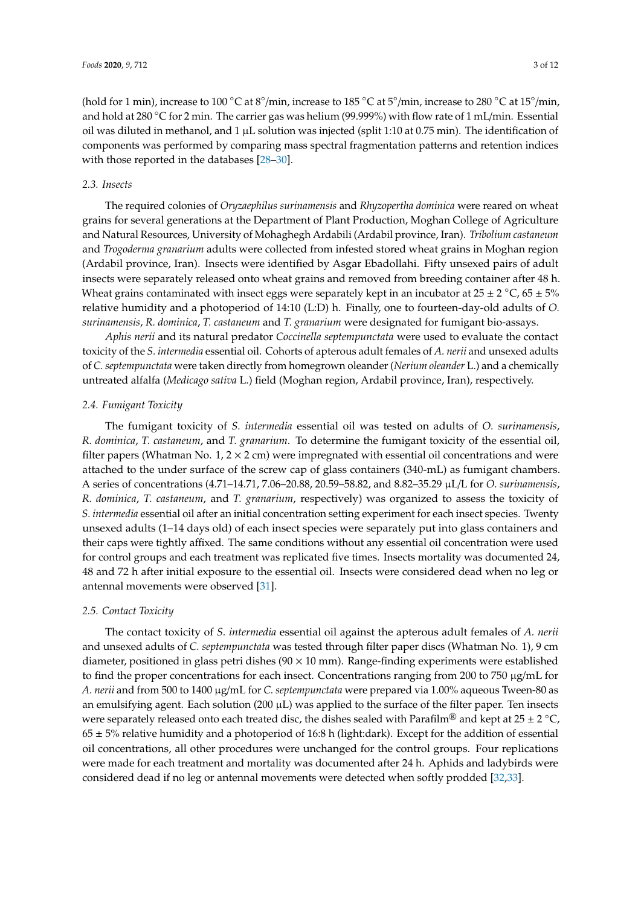(hold for 1 min), increase to 100 °C at 8°/min, increase to 185 °C at 5°/min, increase to 280 °C at 15°/min, and hold at 280 °C for 2 min. The carrier gas was helium (99.999%) with flow rate of 1 mL/min. Essential oil was diluted in methanol, and 1 μL solution was injected (split 1:10 at 0.75 min). The identification of components was performed by comparing mass spectral fragmentation patterns and retention indices with those reported in the databases [28–30].

### 2.3. Insects

The required colonies of *Oryzaephilus surinamensis* and *Rhyzopertha dominica* were reared on wheat grains for several generations at the Department of Plant Production, Moghan College of Agriculture and Natural Resources, University of Mohaghegh Ardabili (Ardabil province, Iran). *Tribolium castaneum* and *Trogoderma granarium* adults were collected from infested stored wheat grains in Moghan region (Ardabil province, Iran). Insects were identified by Asgar Ebadollahi. Fifty unsexed pairs of adult insects were separately released onto wheat grains and removed from breeding container after 48 h. Wheat grains contaminated with insect eggs were separately kept in an incubator at 25 ± 2 °C, 65 ± 5% relative humidity and a photoperiod of 14:10 (L:D) h. Finally, one to fourteen-day-old adults of *O. surinamensis*, *R. dominica*, *T. castaneum* and *T. granarium* were designated for fumigant bio-assays.

*Aphis nerii* and its natural predator *Coccinella septempunctata* were used to evaluate the contact toxicity of the *S. intermedia* essential oil. Cohorts of apterous adult females of *A. nerii* and unsexed adults of *C. septempunctata* were taken directly from homegrown oleander (*Nerium oleander* L.) and a chemically untreated alfalfa (*Medicago sativa* L.) field (Moghan region, Ardabil province, Iran), respectively.

### 2.4. Fumigant Toxicity

The fumigant toxicity of *S. intermedia* essential oil was tested on adults of *O. surinamensis*, *R. dominica*, *T. castaneum*, and *T. granarium*. To determine the fumigant toxicity of the essential oil, filter papers (Whatman No. 1, 2 × 2 cm) were impregnated with essential oil concentrations and were attached to the under surface of the screw cap of glass containers (340-mL) as fumigant chambers. A series of concentrations (4.71–14.71, 7.06–20.88, 20.59–58.82, and 8.82–35.29 μL/L for *O. surinamensis*, *R. dominica*, *T. castaneum*, and *T. granarium*, respectively) was organized to assess the toxicity of *S. intermedia* essential oil after an initial concentration setting experiment for each insect species. Twenty unsexed adults (1–14 days old) of each insect species were separately put into glass containers and their caps were tightly affixed. The same conditions without any essential oil concentration were used for control groups and each treatment was replicated five times. Insects mortality was documented 24, 48 and 72 h after initial exposure to the essential oil. Insects were considered dead when no leg or antennal movements were observed [31].

### 2.5. Contact Toxicity

The contact toxicity of *S. intermedia* essential oil against the apterous adult females of *A. nerii* and unsexed adults of *C. septempunctata* was tested through filter paper discs (Whatman No. 1), 9 cm diameter, positioned in glass petri dishes (90 × 10 mm). Range-finding experiments were established to find the proper concentrations for each insect. Concentrations ranging from 200 to 750 μg/mL for *A. nerii* and from 500 to 1400 μg/mL for *C. septempunctata* were prepared via 1.00% aqueous Tween-80 as an emulsifying agent. Each solution (200 μL) was applied to the surface of the filter paper. Ten insects were separately released onto each treated disc, the dishes sealed with Parafilm® and kept at 25 ± 2 °C, 65 ± 5% relative humidity and a photoperiod of 16:8 h (light:dark). Except for the addition of essential oil concentrations, all other procedures were unchanged for the control groups. Four replications were made for each treatment and mortality was documented after 24 h. Aphids and ladybirds were considered dead if no leg or antennal movements were detected when softly prodded [32,33].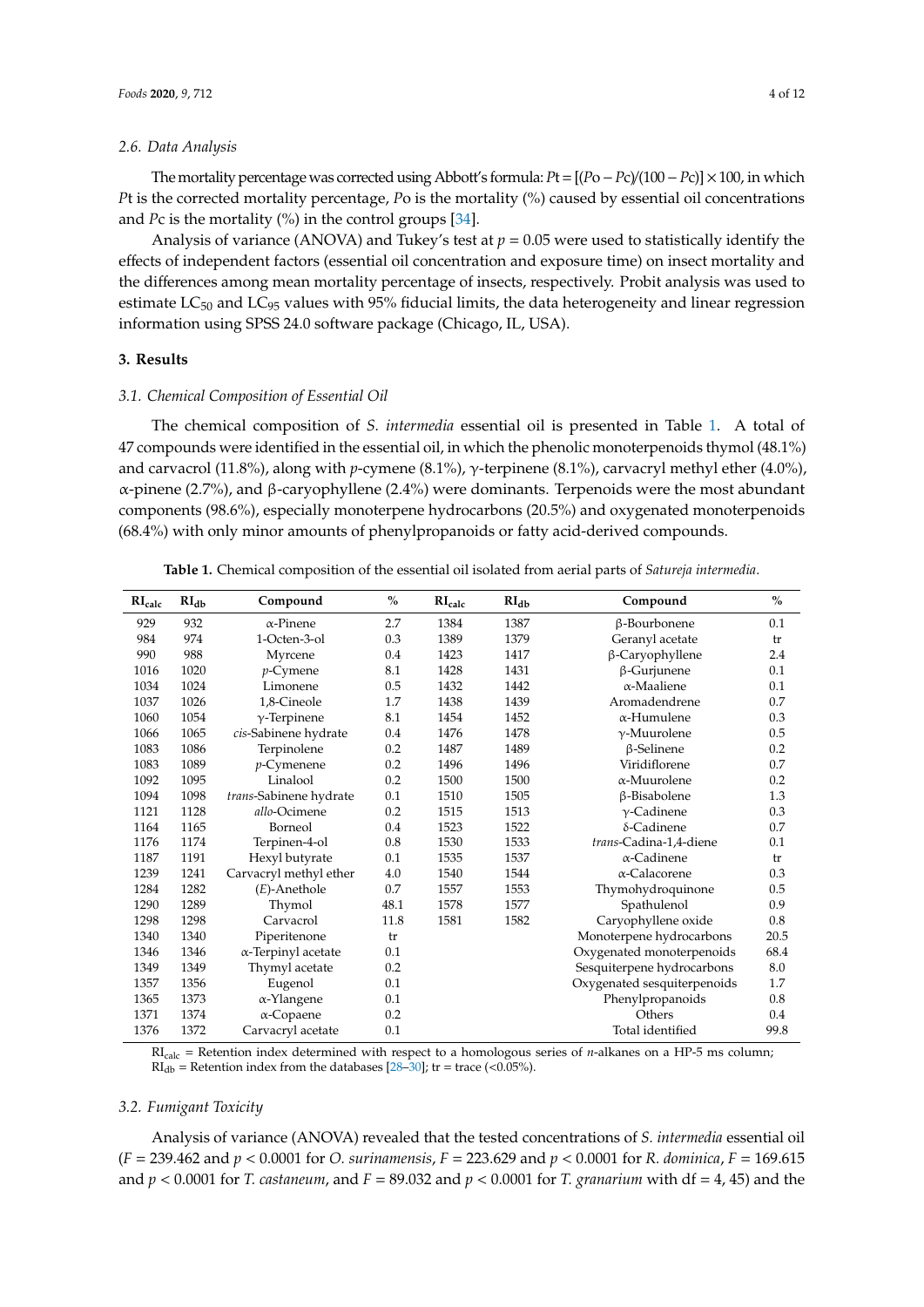### 2.6. Data Analysis

The mortality percentage was corrected using Abbott's formula: $Pt = [(Po - Pc)/(100 - Pc)] \times 100$, in which $Pt$ is the corrected mortality percentage, $Po$ is the mortality (%) caused by essential oil concentrations and $Pc$ is the mortality (%) in the control groups [34].

Analysis of variance (ANOVA) and Tukey's test at $p = 0.05$ were used to statistically identify the effects of independent factors (essential oil concentration and exposure time) on insect mortality and the differences among mean mortality percentage of insects, respectively. Probit analysis was used to estimate $LC_{50}$ and $LC_{95}$ values with 95% fiducial limits, the data heterogeneity and linear regression information using SPSS 24.0 software package (Chicago, IL, USA).

## 3. Results

### 3.1. Chemical Composition of Essential Oil

The chemical composition of *S. intermedia* essential oil is presented in Table 1. A total of 47 compounds were identified in the essential oil, in which the phenolic monoterpenoids thymol (48.1%) and carvacrol (11.8%), along with *p*-cymene (8.1%), γ-terpinene (8.1%), carvacryl methyl ether (4.0%), α-pinene (2.7%), and β-caryophyllene (2.4%) were dominants. Terpenoids were the most abundant components (98.6%), especially monoterpene hydrocarbons (20.5%) and oxygenated monoterpenoids (68.4%) with only minor amounts of phenylpropanoids or fatty acid-derived compounds.

**Table 1.** Chemical composition of the essential oil isolated from aerial parts of *Satureja intermedia*.

| $RI_{calc}$ | $RI_{db}$ | Compound | % | $RI_{calc}$ | $RI_{db}$ | Compound | % |
|---|---|---|---|---|---|---|---|
| 929 | 932 | α-Pinene | 2.7 | 1384 | 1387 | β-Bourbonene | 0.1 |
| 984 | 974 | 1-Octen-3-ol | 0.3 | 1389 | 1379 | Geranyl acetate | tr |
| 990 | 988 | Myrcene | 0.4 | 1423 | 1417 | β-Caryophyllene | 2.4 |
| 1016 | 1020 | *p*-Cymene | 8.1 | 1428 | 1431 | β-Gurjunene | 0.1 |
| 1034 | 1024 | Limonene | 0.5 | 1432 | 1442 | α-Maaliene | 0.1 |
| 1037 | 1026 | 1,8-Cineole | 1.7 | 1438 | 1439 | Aromadendrene | 0.7 |
| 1060 | 1054 | γ-Terpinene | 8.1 | 1454 | 1452 | α-Humulene | 0.3 |
| 1066 | 1065 | *cis*-Sabinene hydrate | 0.4 | 1476 | 1478 | γ-Muurolene | 0.5 |
| 1083 | 1086 | Terpinolene | 0.2 | 1487 | 1489 | β-Selinene | 0.2 |
| 1083 | 1089 | *p*-Cymenene | 0.2 | 1496 | 1496 | Viridiflorene | 0.7 |
| 1092 | 1095 | Linalool | 0.2 | 1500 | 1500 | α-Muurolene | 0.2 |
| 1094 | 1098 | *trans*-Sabinene hydrate | 0.1 | 1510 | 1505 | β-Bisabolene | 1.3 |
| 1121 | 1128 | *allo*-Ocimene | 0.2 | 1515 | 1513 | γ-Cadinene | 0.3 |
| 1164 | 1165 | Borneol | 0.4 | 1523 | 1522 | δ-Cadinene | 0.7 |
| 1176 | 1174 | Terpinen-4-ol | 0.8 | 1530 | 1533 | *trans*-Cadina-1,4-diene | 0.1 |
| 1187 | 1191 | Hexyl butyrate | 0.1 | 1535 | 1537 | α-Cadinene | tr |
| 1239 | 1241 | Carvacryl methyl ether | 4.0 | 1540 | 1544 | α-Calacorene | 0.3 |
| 1284 | 1282 | (*E*)-Anethole | 0.7 | 1557 | 1553 | Thymohydroquinone | 0.5 |
| 1290 | 1289 | Thymol | 48.1 | 1578 | 1577 | Spathulenol | 0.9 |
| 1298 | 1298 | Carvacrol | 11.8 | 1581 | 1582 | Caryophyllene oxide | 0.8 |
| 1340 | 1340 | Piperitenone | tr | | | Monoterpene hydrocarbons | 20.5 |
| 1346 | 1346 | α-Terpinyl acetate | 0.1 | | | Oxygenated monoterpenoids | 68.4 |
| 1349 | 1349 | Thymyl acetate | 0.2 | | | Sesquiterpene hydrocarbons | 8.0 |
| 1357 | 1356 | Eugenol | 0.1 | | | Oxygenated sesquiterpenoids | 1.7 |
| 1365 | 1373 | α-Ylangene | 0.1 | | | Phenylpropanoids | 0.8 |
| 1371 | 1374 | α-Copaene | 0.2 | | | Others | 0.4 |
| 1376 | 1372 | Carvacryl acetate | 0.1 | | | Total identified | 99.8 |

$RI_{calc}$ = Retention index determined with respect to a homologous series of *n*-alkanes on a HP-5 ms column; $RI_{db}$ = Retention index from the databases [28–30]; tr = trace (<0.05%).

### 3.2. Fumigant Toxicity

Analysis of variance (ANOVA) revealed that the tested concentrations of *S. intermedia* essential oil ($F = 239.462$ and $p < 0.0001$ for *O. surinamensis*, $F = 223.629$ and $p < 0.0001$ for *R. dominica*, $F = 169.615$ and $p < 0.0001$ for *T. castaneum*, and $F = 89.032$ and $p < 0.0001$ for *T. granarium* with df = 4, 45) and the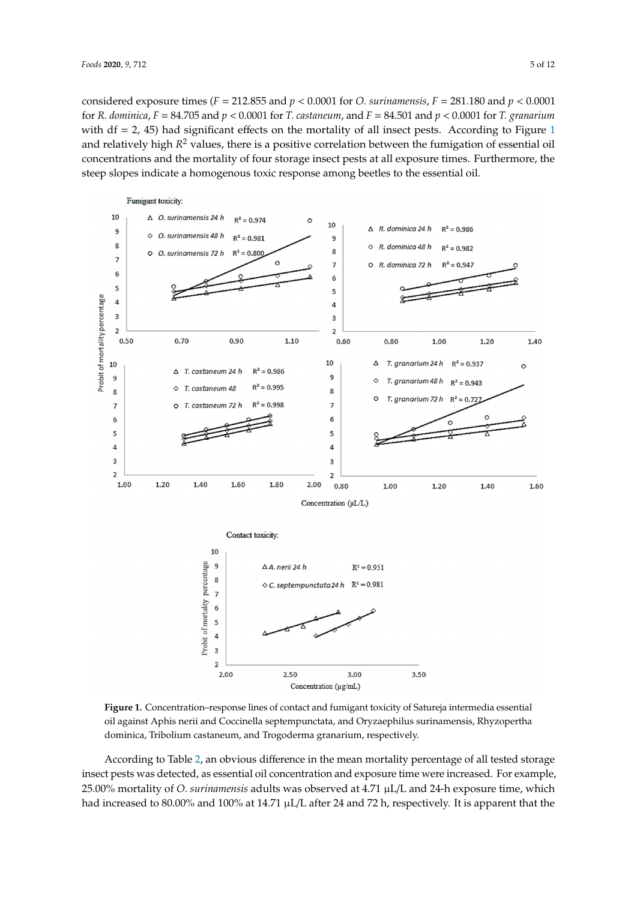considered exposure times ($F = 212.855$ and $p < 0.0001$ for *O. surinamensis*, $F = 281.180$ and $p < 0.0001$ for *R. dominica*, $F = 84.705$ and $p < 0.0001$ for *T. castaneum*, and $F = 84.501$ and $p < 0.0001$ for *T. granarium* with df = 2, 45) had significant effects on the mortality of all insect pests. According to Figure 1 and relatively high $R^2$ values, there is a positive correlation between the fumigation of essential oil concentrations and the mortality of four storage insect pests at all exposure times. Furthermore, the steep slopes indicate a homogenous toxic response among beetles to the essential oil.

**Figure 1.** Concentration–response lines of contact and fumigant toxicity of Satureja intermedia essential oil against Aphis nerii and Coccinella septempunctata, and Oryzaephilus surinamensis, Rhyzopertha dominica, Tribolium castaneum, and Trogoderma granarium, respectively.

According to Table 2, an obvious difference in the mean mortality percentage of all tested storage insect pests was detected, as essential oil concentration and exposure time were increased. For example, 25.00% mortality of *O. surinamensis* adults was observed at 4.71 µL/L and 24-h exposure time, which had increased to 80.00% and 100% at 14.71 µL/L after 24 and 72 h, respectively. It is apparent that the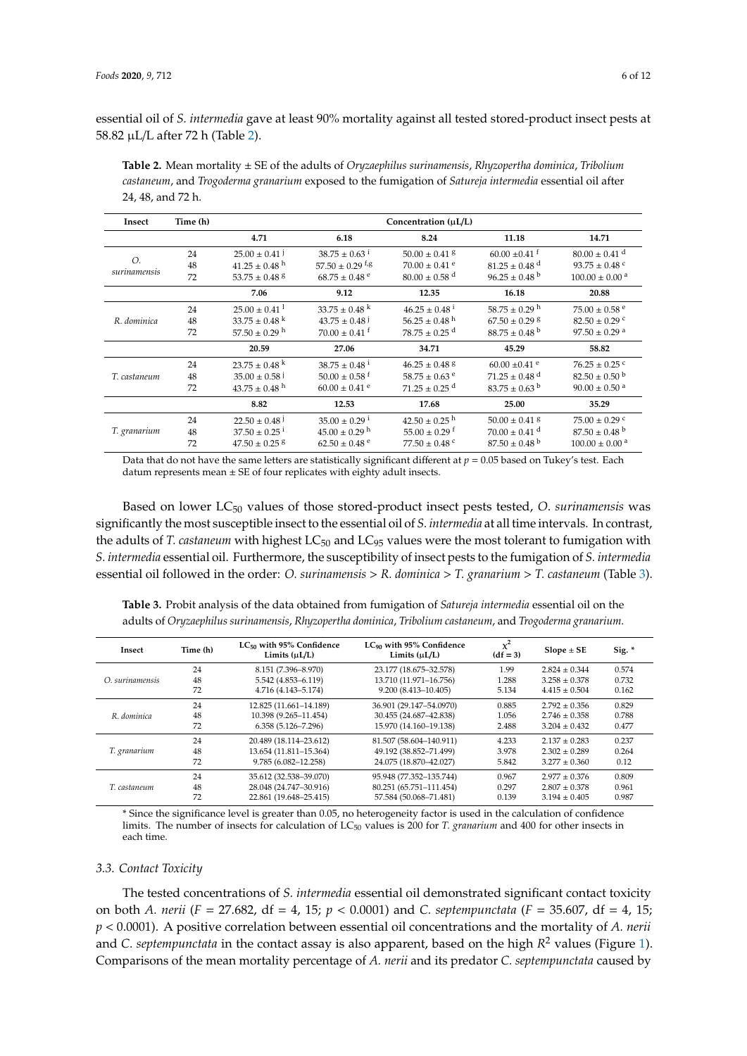essential oil of *S. intermedia* gave at least 90% mortality against all tested stored-product insect pests at 58.82 μL/L after 72 h (Table 2).

**Table 2.** Mean mortality ± SE of the adults of *Oryzaephilus surinamensis*, *Rhyzopertha dominica*, *Tribolium castaneum*, and *Trogoderma granarium* exposed to the fumigation of *Satureja intermedia* essential oil after 24, 48, and 72 h.

| Insect | Time (h) | Concentration (μL/L) | | | | |
|---|---|---|---|---|---|---|
| | | **4.71** | **6.18** | **8.24** | **11.18** | **14.71** |
| *O. surinamensis* | 24 | 25.00 ± 0.41 $^{j}$ | 38.75 ± 0.63 $^{i}$ | 50.00 ± 0.41 $^{g}$ | 60.00 ±0.41 $^{f}$ | 80.00 ± 0.41 $^{d}$ |
| | 48 | 41.25 ± 0.48 $^{h}$ | 57.50 ± 0.29 $^{f,g}$ | 70.00 ± 0.41 $^{e}$ | 81.25 ± 0.48 $^{d}$ | 93.75 ± 0.48 $^{c}$ |
| | 72 | 53.75 ± 0.48 $^{g}$ | 68.75 ± 0.48 $^{e}$ | 80.00 ± 0.58 $^{d}$ | 96.25 ± 0.48 $^{b}$ | 100.00 ± 0.00 $^{a}$ |
| | | **7.06** | **9.12** | **12.35** | **16.18** | **20.88** |
| *R. dominica* | 24 | 25.00 ± 0.41 $^{l}$ | 33.75 ± 0.48 $^{k}$ | 46.25 ± 0.48 $^{i}$ | 58.75 ± 0.29 $^{h}$ | 75.00 ± 0.58 $^{e}$ |
| | 48 | 33.75 ± 0.48 $^{k}$ | 43.75 ± 0.48 $^{j}$ | 56.25 ± 0.48 $^{h}$ | 67.50 ± 0.29 $^{g}$ | 82.50 ± 0.29 $^{c}$ |
| | 72 | 57.50 ± 0.29 $^{h}$ | 70.00 ± 0.41 $^{f}$ | 78.75 ± 0.25 $^{d}$ | 88.75 ± 0.48 $^{b}$ | 97.50 ± 0.29 $^{a}$ |
| | | **20.59** | **27.06** | **34.71** | **45.29** | **58.82** |
| *T. castaneum* | 24 | 23.75 ± 0.48 $^{k}$ | 38.75 ± 0.48 $^{i}$ | 46.25 ± 0.48 $^{g}$ | 60.00 ±0.41 $^{e}$ | 76.25 ± 0.25 $^{c}$ |
| | 48 | 35.00 ± 0.58 $^{j}$ | 50.00 ± 0.58 $^{f}$ | 58.75 ± 0.63 $^{e}$ | 71.25 ± 0.48 $^{d}$ | 82.50 ± 0.50 $^{b}$ |
| | 72 | 43.75 ± 0.48 $^{h}$ | 60.00 ± 0.41 $^{e}$ | 71.25 ± 0.25 $^{d}$ | 83.75 ± 0.63 $^{b}$ | 90.00 ± 0.50 $^{a}$ |
| | | **8.82** | **12.53** | **17.68** | **25.00** | **35.29** |
| *T. granarium* | 24 | 22.50 ± 0.48 $^{j}$ | 35.00 ± 0.29 $^{i}$ | 42.50 ± 0.25 $^{h}$ | 50.00 ± 0.41 $^{g}$ | 75.00 ± 0.29 $^{c}$ |
| | 48 | 37.50 ± 0.25 $^{i}$ | 45.00 ± 0.29 $^{h}$ | 55.00 ± 0.29 $^{f}$ | 70.00 ± 0.41 $^{d}$ | 87.50 ± 0.48 $^{b}$ |
| | 72 | 47.50 ± 0.25 $^{g}$ | 62.50 ± 0.48 $^{e}$ | 77.50 ± 0.48 $^{c}$ | 87.50 ± 0.48 $^{b}$ | 100.00 ± 0.00 $^{a}$ |

Data that do not have the same letters are statistically significant different at $p = 0.05$ based on Tukey's test. Each datum represents mean ± SE of four replicates with eighty adult insects.

Based on lower $LC_{50}$ values of those stored-product insect pests tested, *O. surinamensis* was significantly the most susceptible insect to the essential oil of *S. intermedia* at all time intervals. In contrast, the adults of *T. castaneum* with highest $LC_{50}$ and $LC_{95}$ values were the most tolerant to fumigation with *S. intermedia* essential oil. Furthermore, the susceptibility of insect pests to the fumigation of *S. intermedia* essential oil followed in the order: *O. surinamensis* > *R. dominica* > *T. granarium* > *T. castaneum* (Table 3).

**Table 3.** Probit analysis of the data obtained from fumigation of *Satureja intermedia* essential oil on the adults of *Oryzaephilus surinamensis*, *Rhyzopertha dominica*, *Tribolium castaneum*, and *Trogoderma granarium*.

| Insect | Time (h) | $LC_{50}$ with 95% Confidence Limits (μL/L) | $LC_{90}$ with 95% Confidence Limits (μL/L) | $\chi^2$ (df = 3) | Slope ± SE | Sig. * |
|---|---|---|---|---|---|---|
| *O. surinamensis* | 24 | 8.151 (7.396–8.970) | 23.177 (18.675–32.578) | 1.99 | 2.824 ± 0.344 | 0.574 |
| | 48 | 5.542 (4.853–6.119) | 13.710 (11.971–16.756) | 1.288 | 3.258 ± 0.378 | 0.732 |
| | 72 | 4.716 (4.143–5.174) | 9.200 (8.413–10.405) | 5.134 | 4.415 ± 0.504 | 0.162 |
| *R. dominica* | 24 | 12.825 (11.661–14.189) | 36.901 (29.147–54.0970) | 0.885 | 2.792 ± 0.356 | 0.829 |
| | 48 | 10.398 (9.265–11.454) | 30.455 (24.687–42.838) | 1.056 | 2.746 ± 0.358 | 0.788 |
| | 72 | 6.358 (5.126–7.296) | 15.970 (14.160–19.138) | 2.488 | 3.204 ± 0.432 | 0.477 |
| *T. granarium* | 24 | 20.489 (18.114–23.612) | 81.507 (58.604–140.911) | 4.233 | 2.137 ± 0.283 | 0.237 |
| | 48 | 13.654 (11.811–15.364) | 49.192 (38.852–71.499) | 3.978 | 2.302 ± 0.289 | 0.264 |
| | 72 | 9.785 (6.082–12.258) | 24.075 (18.870–42.027) | 5.842 | 3.277 ± 0.360 | 0.12 |
| *T. castaneum* | 24 | 35.612 (32.538–39.070) | 95.948 (77.352–135.744) | 0.967 | 2.977 ± 0.376 | 0.809 |
| | 48 | 28.048 (24.747–30.916) | 80.251 (65.751–111.454) | 0.297 | 2.807 ± 0.378 | 0.961 |
| | 72 | 22.861 (19.648–25.415) | 57.584 (50.068–71.481) | 0.139 | 3.194 ± 0.405 | 0.987 |

\* Since the significance level is greater than 0.05, no heterogeneity factor is used in the calculation of confidence limits. The number of insects for calculation of $LC_{50}$ values is 200 for *T. granarium* and 400 for other insects in each time.

### 3.3. Contact Toxicity

The tested concentrations of *S. intermedia* essential oil demonstrated significant contact toxicity on both *A. nerii* ($F = 27.682$, df = 4, 15; $p < 0.0001$) and *C. septempunctata* ($F = 35.607$, df = 4, 15; $p < 0.0001$). A positive correlation between essential oil concentrations and the mortality of *A. nerii* and *C. septempunctata* in the contact assay is also apparent, based on the high $R^2$ values (Figure 1). Comparisons of the mean mortality percentage of *A. nerii* and its predator *C. septempunctata* caused by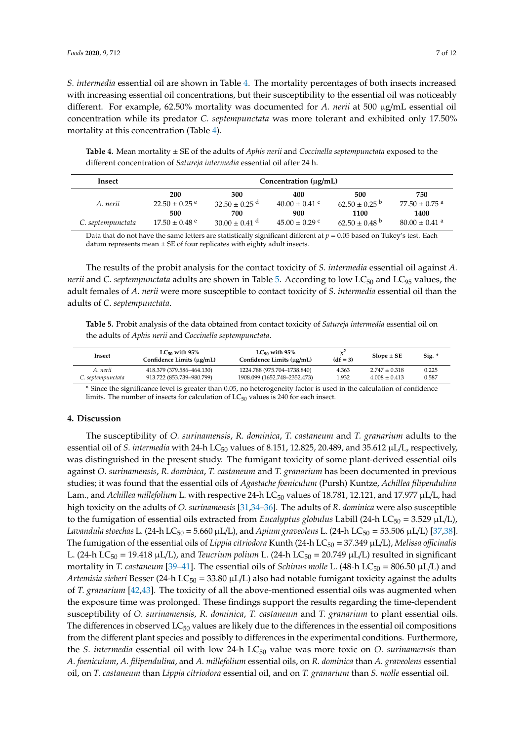*S. intermedia* essential oil are shown in Table 4. The mortality percentages of both insects increased with increasing essential oil concentrations, but their susceptibility to the essential oil was noticeably different. For example, 62.50% mortality was documented for *A. nerii* at 500 μg/mL essential oil concentration while its predator *C. septempunctata* was more tolerant and exhibited only 17.50% mortality at this concentration (Table 4).

**Table 4.** Mean mortality ± SE of the adults of *Aphis nerii* and *Coccinella septempunctata* exposed to the different concentration of *Satureja intermedia* essential oil after 24 h.

| Insect | Concentration (μg/mL) | | | | |
|---|---|---|---|---|---|
| | **200** | **300** | **400** | **500** | **750** |
| *A. nerii* | $22.50 \pm 0.25^{e}$ | $32.50 \pm 0.25^{d}$ | $40.00 \pm 0.41^{c}$ | $62.50 \pm 0.25^{b}$ | $77.50 \pm 0.75^{a}$ |
| | **500** | **700** | **900** | **1100** | **1400** |
| *C. septempunctata* | $17.50 \pm 0.48^{e}$ | $30.00 \pm 0.41^{d}$ | $45.00 \pm 0.29^{c}$ | $62.50 \pm 0.48^{b}$ | $80.00 \pm 0.41^{a}$ |

Data that do not have the same letters are statistically significant different at $p = 0.05$ based on Tukey's test. Each datum represents mean ± SE of four replicates with eighty adult insects.

The results of the probit analysis for the contact toxicity of *S. intermedia* essential oil against *A. nerii* and *C. septempunctata* adults are shown in Table 5. According to low $LC_{50}$ and $LC_{95}$ values, the adult females of *A. nerii* were more susceptible to contact toxicity of *S. intermedia* essential oil than the adults of *C. septempunctata*.

**Table 5.** Probit analysis of the data obtained from contact toxicity of *Satureja intermedia* essential oil on the adults of *Aphis nerii* and *Coccinella septempunctata*.

| Insect | $LC_{50}$ with 95% Confidence Limits (μg/mL) | $LC_{90}$ with 95% Confidence Limits (μg/mL) | $\chi^2$ (df = 3) | Slope ± SE | Sig. * |
|---|---|---|---|---|---|
| *A. nerii* | 418.379 (379.586–464.130) | 1224.788 (975.704–1738.840) | 4.363 | 2.747 ± 0.318 | 0.225 |
| *C. septempunctata* | 913.722 (853.739–980.799) | 1908.099 (1652.748–2352.473) | 1.932 | 4.008 ± 0.413 | 0.587 |

* Since the significance level is greater than 0.05, no heterogeneity factor is used in the calculation of confidence limits. The number of insects for calculation of $LC_{50}$ values is 240 for each insect.

## 4. Discussion

The susceptibility of *O. surinamensis*, *R. dominica*, *T. castaneum* and *T. granarium* adults to the essential oil of *S. intermedia* with 24-h $LC_{50}$ values of 8.151, 12.825, 20.489, and 35.612 μL/L, respectively, was distinguished in the present study. The fumigant toxicity of some plant-derived essential oils against *O. surinamensis*, *R. dominica*, *T. castaneum* and *T. granarium* has been documented in previous studies; it was found that the essential oils of *Agastache foeniculum* (Pursh) Kuntze, *Achillea filipendulina* Lam., and *Achillea millefolium* L. with respective 24-h $LC_{50}$ values of 18.781, 12.121, and 17.977 μL/L, had high toxicity on the adults of *O. surinamensis* [31,34–36]. The adults of *R. dominica* were also susceptible to the fumigation of essential oils extracted from *Eucalyptus globulus* Labill (24-h $LC_{50}$ = 3.529 μL/L), *Lavandula stoechas* L. (24-h $LC_{50}$ = 5.660 μL/L), and *Apium graveolens* L. (24-h $LC_{50}$ = 53.506 μL/L) [37,38]. The fumigation of the essential oils of *Lippia citriodora* Kunth (24-h $LC_{50}$ = 37.349 μL/L), *Melissa officinalis* L. (24-h $LC_{50}$ = 19.418 μL/L), and *Teucrium polium* L. (24-h $LC_{50}$ = 20.749 μL/L) resulted in significant mortality in *T. castaneum* [39–41]. The essential oils of *Schinus molle* L. (48-h $LC_{50}$ = 806.50 μL/L) and *Artemisia sieberi* Besser (24-h $LC_{50}$ = 33.80 μL/L) also had notable fumigant toxicity against the adults of *T. granarium* [42,43]. The toxicity of all the above-mentioned essential oils was augmented when the exposure time was prolonged. These findings support the results regarding the time-dependent susceptibility of *O. surinamensis*, *R. dominica*, *T. castaneum* and *T. granarium* to plant essential oils. The differences in observed $LC_{50}$ values are likely due to the differences in the essential oil compositions from the different plant species and possibly to differences in the experimental conditions. Furthermore, the *S. intermedia* essential oil with low 24-h $LC_{50}$ value was more toxic on *O. surinamensis* than *A. foeniculum*, *A. filipendulina*, and *A. millefolium* essential oils, on *R. dominica* than *A. graveolens* essential oil, on *T. castaneum* than *Lippia citriodora* essential oil, and on *T. granarium* than *S. molle* essential oil.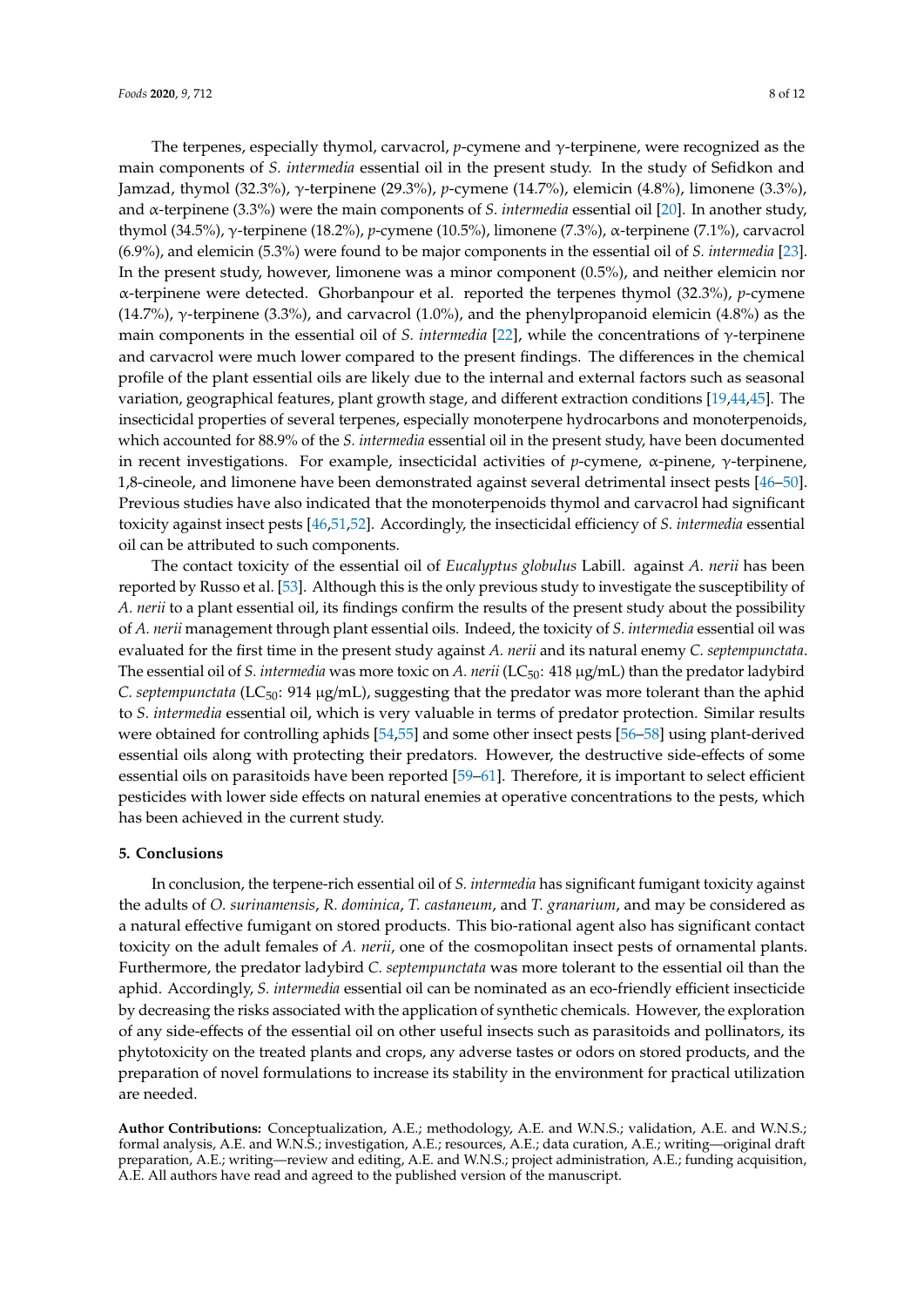The terpenes, especially thymol, carvacrol, *p*-cymene and γ-terpinene, were recognized as the main components of *S. intermedia* essential oil in the present study. In the study of Sefidkon and Jamzad, thymol (32.3%), γ-terpinene (29.3%), *p*-cymene (14.7%), elemicin (4.8%), limonene (3.3%), and α-terpinene (3.3%) were the main components of *S. intermedia* essential oil [20]. In another study, thymol (34.5%), γ-terpinene (18.2%), *p*-cymene (10.5%), limonene (7.3%), α-terpinene (7.1%), carvacrol (6.9%), and elemicin (5.3%) were found to be major components in the essential oil of *S. intermedia* [23]. In the present study, however, limonene was a minor component (0.5%), and neither elemicin nor α-terpinene were detected. Ghorbanpour et al. reported the terpenes thymol (32.3%), *p*-cymene (14.7%), γ-terpinene (3.3%), and carvacrol (1.0%), and the phenylpropanoid elemicin (4.8%) as the main components in the essential oil of *S. intermedia* [22], while the concentrations of γ-terpinene and carvacrol were much lower compared to the present findings. The differences in the chemical profile of the plant essential oils are likely due to the internal and external factors such as seasonal variation, geographical features, plant growth stage, and different extraction conditions [19,44,45]. The insecticidal properties of several terpenes, especially monoterpene hydrocarbons and monoterpenoids, which accounted for 88.9% of the *S. intermedia* essential oil in the present study, have been documented in recent investigations. For example, insecticidal activities of *p*-cymene, α-pinene, γ-terpinene, 1,8-cineole, and limonene have been demonstrated against several detrimental insect pests [46–50]. Previous studies have also indicated that the monoterpenoids thymol and carvacrol had significant toxicity against insect pests [46,51,52]. Accordingly, the insecticidal efficiency of *S. intermedia* essential oil can be attributed to such components.

The contact toxicity of the essential oil of *Eucalyptus globulus* Labill. against *A. nerii* has been reported by Russo et al. [53]. Although this is the only previous study to investigate the susceptibility of *A. nerii* to a plant essential oil, its findings confirm the results of the present study about the possibility of *A. nerii* management through plant essential oils. Indeed, the toxicity of *S. intermedia* essential oil was evaluated for the first time in the present study against *A. nerii* and its natural enemy *C. septempunctata*. The essential oil of *S. intermedia* was more toxic on *A. nerii* ($LC_{50}$: 418 µg/mL) than the predator ladybird *C. septempunctata* ($LC_{50}$: 914 µg/mL), suggesting that the predator was more tolerant than the aphid to *S. intermedia* essential oil, which is very valuable in terms of predator protection. Similar results were obtained for controlling aphids [54,55] and some other insect pests [56–58] using plant-derived essential oils along with protecting their predators. However, the destructive side-effects of some essential oils on parasitoids have been reported [59–61]. Therefore, it is important to select efficient pesticides with lower side effects on natural enemies at operative concentrations to the pests, which has been achieved in the current study.

## 5. Conclusions

In conclusion, the terpene-rich essential oil of *S. intermedia* has significant fumigant toxicity against the adults of *O. surinamensis*, *R. dominica*, *T. castaneum*, and *T. granarium*, and may be considered as a natural effective fumigant on stored products. This bio-rational agent also has significant contact toxicity on the adult females of *A. nerii*, one of the cosmopolitan insect pests of ornamental plants. Furthermore, the predator ladybird *C. septempunctata* was more tolerant to the essential oil than the aphid. Accordingly, *S. intermedia* essential oil can be nominated as an eco-friendly efficient insecticide by decreasing the risks associated with the application of synthetic chemicals. However, the exploration of any side-effects of the essential oil on other useful insects such as parasitoids and pollinators, its phytotoxicity on the treated plants and crops, any adverse tastes or odors on stored products, and the preparation of novel formulations to increase its stability in the environment for practical utilization are needed.

**Author Contributions:** Conceptualization, A.E.; methodology, A.E. and W.N.S.; validation, A.E. and W.N.S.; formal analysis, A.E. and W.N.S.; investigation, A.E.; resources, A.E.; data curation, A.E.; writing—original draft preparation, A.E.; writing—review and editing, A.E. and W.N.S.; project administration, A.E.; funding acquisition, A.E. All authors have read and agreed to the published version of the manuscript.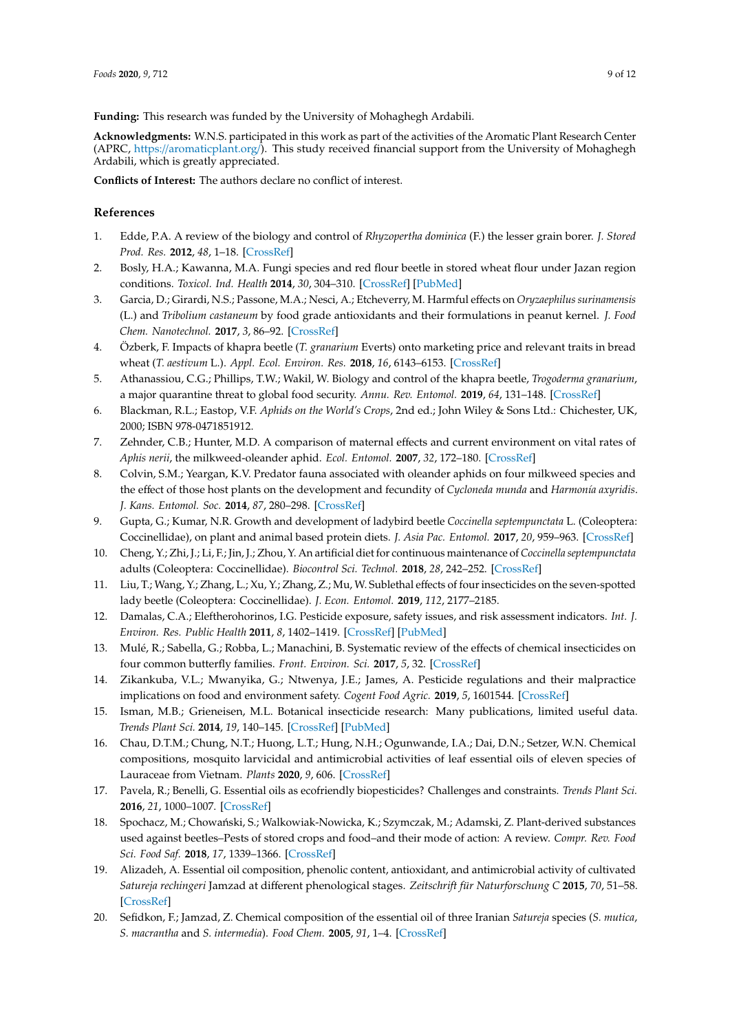**Funding:** This research was funded by the University of Mohaghegh Ardabili.

**Acknowledgments:** W.N.S. participated in this work as part of the activities of the Aromatic Plant Research Center (APRC, https://aromaticplant.org/). This study received financial support from the University of Mohaghegh Ardabili, which is greatly appreciated.

**Conflicts of Interest:** The authors declare no conflict of interest.

## References

1. Edde, P.A. A review of the biology and control of *Rhyzopertha dominica* (F.) the lesser grain borer. *J. Stored Prod. Res.* **2012**, *48*, 1–18. [CrossRef]
2. Bosly, H.A.; Kawanna, M.A. Fungi species and red flour beetle in stored wheat flour under Jazan region conditions. *Toxicol. Ind. Health* **2014**, *30*, 304–310. [CrossRef] [PubMed]
3. Garcia, D.; Girardi, N.S.; Passone, M.A.; Nesci, A.; Etcheverry, M. Harmful effects on *Oryzaephilus surinamensis* (L.) and *Tribolium castaneum* by food grade antioxidants and their formulations in peanut kernel. *J. Food Chem. Nanotechnol.* **2017**, *3*, 86–92. [CrossRef]
4. Özberk, F. Impacts of khapra beetle (*T. granarium* Everts) onto marketing price and relevant traits in bread wheat (*T. aestivum* L.). *Appl. Ecol. Environ. Res.* **2018**, *16*, 6143–6153. [CrossRef]
5. Athanassiou, C.G.; Phillips, T.W.; Wakil, W. Biology and control of the khapra beetle, *Trogoderma granarium*, a major quarantine threat to global food security. *Annu. Rev. Entomol.* **2019**, *64*, 131–148. [CrossRef]
6. Blackman, R.L.; Eastop, V.F. *Aphids on the World's Crops*, 2nd ed.; John Wiley & Sons Ltd.: Chichester, UK, 2000; ISBN 978-0471851912.
7. Zehnder, C.B.; Hunter, M.D. A comparison of maternal effects and current environment on vital rates of *Aphis nerii*, the milkweed-oleander aphid. *Ecol. Entomol.* **2007**, *32*, 172–180. [CrossRef]
8. Colvin, S.M.; Yeargan, K.V. Predator fauna associated with oleander aphids on four milkweed species and the effect of those host plants on the development and fecundity of *Cycloneda munda* and *Harmonía axyridis*. *J. Kans. Entomol. Soc.* **2014**, *87*, 280–298. [CrossRef]
9. Gupta, G.; Kumar, N.R. Growth and development of ladybird beetle *Coccinella septempunctata* L. (Coleoptera: Coccinellidae), on plant and animal based protein diets. *J. Asia Pac. Entomol.* **2017**, *20*, 959–963. [CrossRef]
10. Cheng, Y.; Zhi, J.; Li, F.; Jin, J.; Zhou, Y. An artificial diet for continuous maintenance of *Coccinella septempunctata* adults (Coleoptera: Coccinellidae). *Biocontrol Sci. Technol.* **2018**, *28*, 242–252. [CrossRef]
11. Liu, T.; Wang, Y.; Zhang, L.; Xu, Y.; Zhang, Z.; Mu, W. Sublethal effects of four insecticides on the seven-spotted lady beetle (Coleoptera: Coccinellidae). *J. Econ. Entomol.* **2019**, *112*, 2177–2185.
12. Damalas, C.A.; Eleftherohorinos, I.G. Pesticide exposure, safety issues, and risk assessment indicators. *Int. J. Environ. Res. Public Health* **2011**, *8*, 1402–1419. [CrossRef] [PubMed]
13. Mulé, R.; Sabella, G.; Robba, L.; Manachini, B. Systematic review of the effects of chemical insecticides on four common butterfly families. *Front. Environ. Sci.* **2017**, *5*, 32. [CrossRef]
14. Zikankuba, V.L.; Mwanyika, G.; Ntwenya, J.E.; James, A. Pesticide regulations and their malpractice implications on food and environment safety. *Cogent Food Agric.* **2019**, *5*, 1601544. [CrossRef]
15. Isman, M.B.; Grieneisen, M.L. Botanical insecticide research: Many publications, limited useful data. *Trends Plant Sci.* **2014**, *19*, 140–145. [CrossRef] [PubMed]
16. Chau, D.T.M.; Chung, N.T.; Huong, L.T.; Hung, N.H.; Ogunwande, I.A.; Dai, D.N.; Setzer, W.N. Chemical compositions, mosquito larvicidal and antimicrobial activities of leaf essential oils of eleven species of Lauraceae from Vietnam. *Plants* **2020**, *9*, 606. [CrossRef]
17. Pavela, R.; Benelli, G. Essential oils as ecofriendly biopesticides? Challenges and constraints. *Trends Plant Sci.* **2016**, *21*, 1000–1007. [CrossRef]
18. Spochacz, M.; Chowański, S.; Walkowiak-Nowicka, K.; Szymczak, M.; Adamski, Z. Plant-derived substances used against beetles–Pests of stored crops and food–and their mode of action: A review. *Compr. Rev. Food Sci. Food Saf.* **2018**, *17*, 1339–1366. [CrossRef]
19. Alizadeh, A. Essential oil composition, phenolic content, antioxidant, and antimicrobial activity of cultivated *Satureja rechingeri* Jamzad at different phenological stages. *Zeitschrift für Naturforschung C* **2015**, *70*, 51–58. [CrossRef]
20. Sefidkon, F.; Jamzad, Z. Chemical composition of the essential oil of three Iranian *Satureja* species (*S. mutica*, *S. macrantha* and *S. intermedia*). *Food Chem.* **2005**, *91*, 1–4. [CrossRef]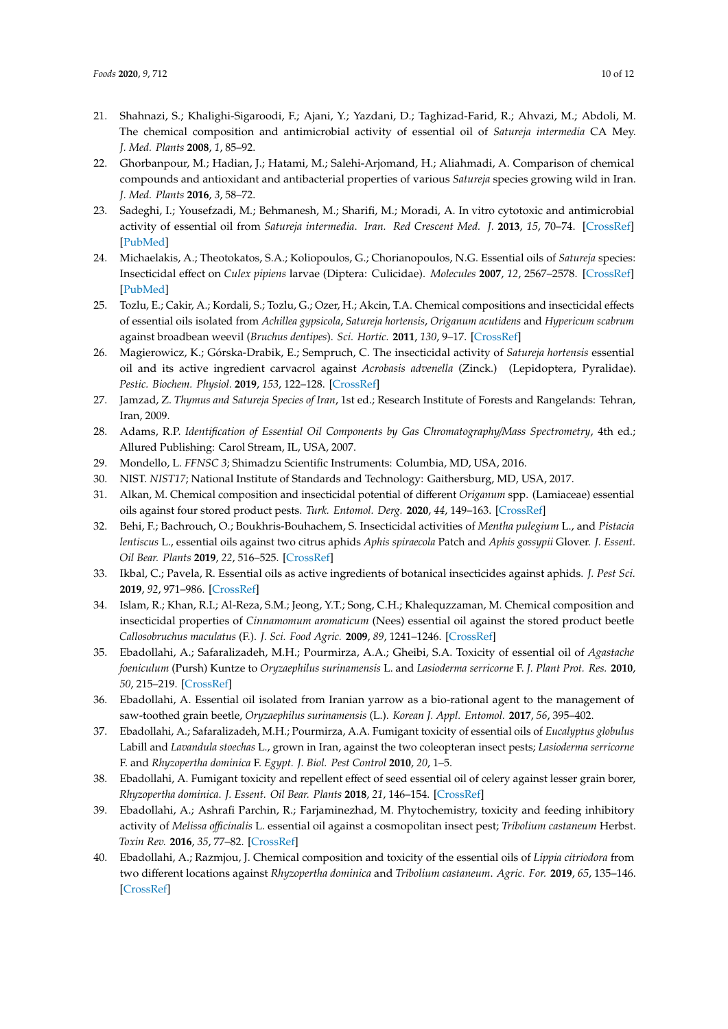21. Shahnazi, S.; Khalighi-Sigaroodi, F.; Ajani, Y.; Yazdani, D.; Taghizad-Farid, R.; Ahvazi, M.; Abdoli, M. The chemical composition and antimicrobial activity of essential oil of *Satureja intermedia* CA Mey. *J. Med. Plants* **2008**, *1*, 85–92.
22. Ghorbanpour, M.; Hadian, J.; Hatami, M.; Salehi-Arjomand, H.; Aliahmadi, A. Comparison of chemical compounds and antioxidant and antibacterial properties of various *Satureja* species growing wild in Iran. *J. Med. Plants* **2016**, *3*, 58–72.
23. Sadeghi, I.; Yousefzadi, M.; Behmanesh, M.; Sharifi, M.; Moradi, A. In vitro cytotoxic and antimicrobial activity of essential oil from *Satureja intermedia*. *Iran. Red Crescent Med. J.* **2013**, *15*, 70–74. [CrossRef] [PubMed]
24. Michaelakis, A.; Theotokatos, S.A.; Koliopoulos, G.; Chorianopoulos, N.G. Essential oils of *Satureja* species: Insecticidal effect on *Culex pipiens* larvae (Diptera: Culicidae). *Molecules* **2007**, *12*, 2567–2578. [CrossRef] [PubMed]
25. Tozlu, E.; Cakir, A.; Kordali, S.; Tozlu, G.; Ozer, H.; Akcin, T.A. Chemical compositions and insecticidal effects of essential oils isolated from *Achillea gypsicola*, *Satureja hortensis*, *Origanum acutidens* and *Hypericum scabrum* against broadbean weevil (*Bruchus dentipes*). *Sci. Hortic.* **2011**, *130*, 9–17. [CrossRef]
26. Magierowicz, K.; Górska-Drabik, E.; Sempruch, C. The insecticidal activity of *Satureja hortensis* essential oil and its active ingredient carvacrol against *Acrobasis advenella* (Zinck.) (Lepidoptera, Pyralidae). *Pestic. Biochem. Physiol.* **2019**, *153*, 122–128. [CrossRef]
27. Jamzad, Z. *Thymus and Satureja Species of Iran*, 1st ed.; Research Institute of Forests and Rangelands: Tehran, Iran, 2009.
28. Adams, R.P. *Identification of Essential Oil Components by Gas Chromatography/Mass Spectrometry*, 4th ed.; Allured Publishing: Carol Stream, IL, USA, 2007.
29. Mondello, L. *FFNSC 3*; Shimadzu Scientific Instruments: Columbia, MD, USA, 2016.
30. NIST. *NIST17*; National Institute of Standards and Technology: Gaithersburg, MD, USA, 2017.
31. Alkan, M. Chemical composition and insecticidal potential of different *Origanum* spp. (Lamiaceae) essential oils against four stored product pests. *Turk. Entomol. Derg.* **2020**, *44*, 149–163. [CrossRef]
32. Behi, F.; Bachrouch, O.; Boukhris-Bouhachem, S. Insecticidal activities of *Mentha pulegium* L., and *Pistacia lentiscus* L., essential oils against two citrus aphids *Aphis spiraecola* Patch and *Aphis gossypii* Glover. *J. Essent. Oil Bear. Plants* **2019**, *22*, 516–525. [CrossRef]
33. Ikbal, C.; Pavela, R. Essential oils as active ingredients of botanical insecticides against aphids. *J. Pest Sci.* **2019**, *92*, 971–986. [CrossRef]
34. Islam, R.; Khan, R.I.; Al-Reza, S.M.; Jeong, Y.T.; Song, C.H.; Khalequzzaman, M. Chemical composition and insecticidal properties of *Cinnamomum aromaticum* (Nees) essential oil against the stored product beetle *Callosobruchus maculatus* (F.). *J. Sci. Food Agric.* **2009**, *89*, 1241–1246. [CrossRef]
35. Ebadollahi, A.; Safaralizadeh, M.H.; Pourmirza, A.A.; Gheibi, S.A. Toxicity of essential oil of *Agastache foeniculum* (Pursh) Kuntze to *Oryzaephilus surinamensis* L. and *Lasioderma serricorne* F. *J. Plant Prot. Res.* **2010**, *50*, 215–219. [CrossRef]
36. Ebadollahi, A. Essential oil isolated from Iranian yarrow as a bio-rational agent to the management of saw-toothed grain beetle, *Oryzaephilus surinamensis* (L.). *Korean J. Appl. Entomol.* **2017**, *56*, 395–402.
37. Ebadollahi, A.; Safaralizadeh, M.H.; Pourmirza, A.A. Fumigant toxicity of essential oils of *Eucalyptus globulus* Labill and *Lavandula stoechas* L., grown in Iran, against the two coleopteran insect pests; *Lasioderma serricorne* F. and *Rhyzopertha dominica* F. *Egypt. J. Biol. Pest Control* **2010**, *20*, 1–5.
38. Ebadollahi, A. Fumigant toxicity and repellent effect of seed essential oil of celery against lesser grain borer, *Rhyzopertha dominica*. *J. Essent. Oil Bear. Plants* **2018**, *21*, 146–154. [CrossRef]
39. Ebadollahi, A.; Ashrafi Parchin, R.; Farjaminezhad, M. Phytochemistry, toxicity and feeding inhibitory activity of *Melissa officinalis* L. essential oil against a cosmopolitan insect pest; *Tribolium castaneum* Herbst. *Toxin Rev.* **2016**, *35*, 77–82. [CrossRef]
40. Ebadollahi, A.; Razmjou, J. Chemical composition and toxicity of the essential oils of *Lippia citriodora* from two different locations against *Rhyzopertha dominica* and *Tribolium castaneum*. *Agric. For.* **2019**, *65*, 135–146. [CrossRef]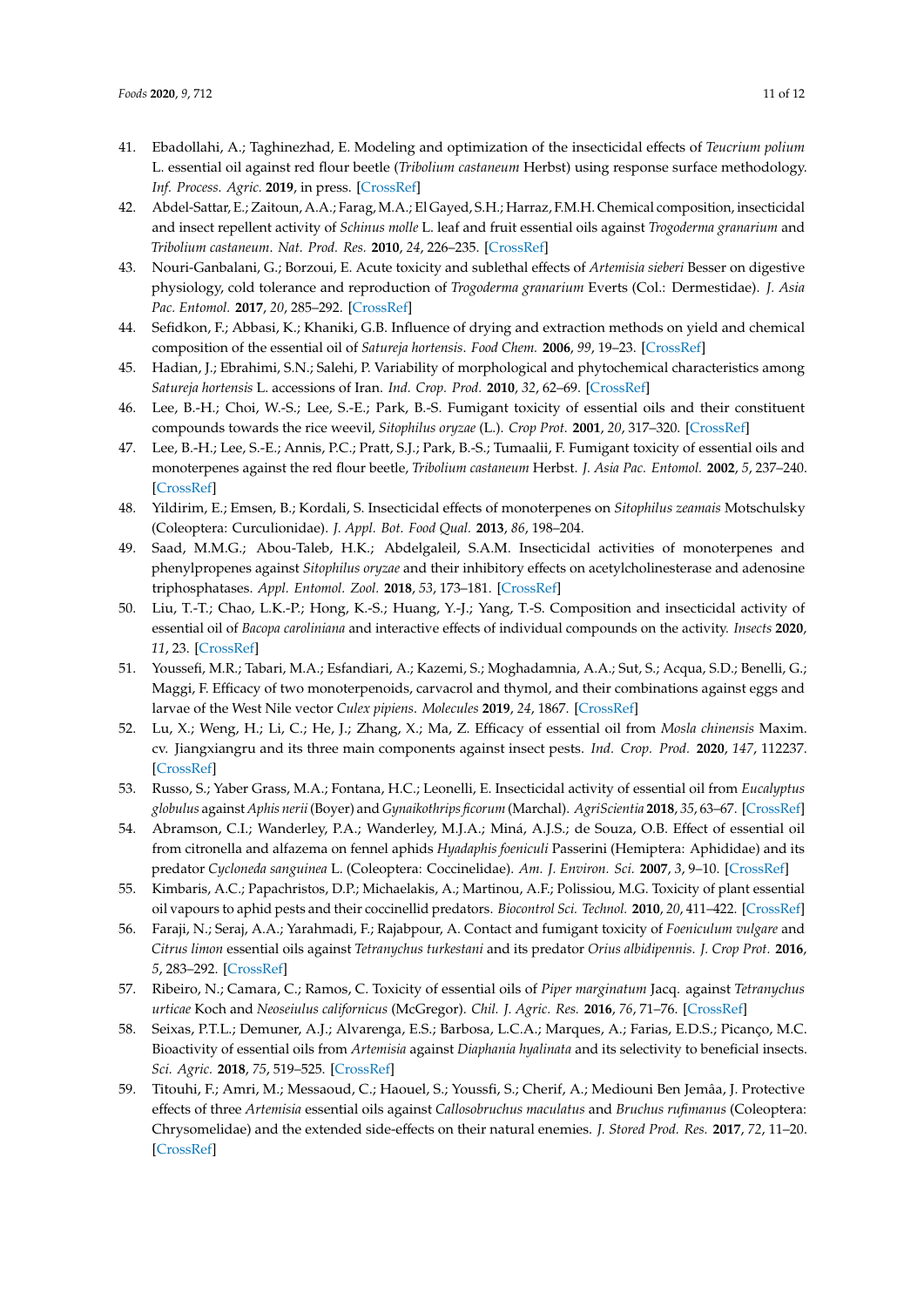41. Ebadollahi, A.; Taghinezhad, E. Modeling and optimization of the insecticidal effects of *Teucrium polium* L. essential oil against red flour beetle (*Tribolium castaneum* Herbst) using response surface methodology. *Inf. Process. Agric.* **2019**, in press. [CrossRef]
42. Abdel-Sattar, E.; Zaitoun, A.A.; Farag, M.A.; El Gayed, S.H.; Harraz, F.M.H. Chemical composition, insecticidal and insect repellent activity of *Schinus molle* L. leaf and fruit essential oils against *Trogoderma granarium* and *Tribolium castaneum*. *Nat. Prod. Res.* **2010**, *24*, 226–235. [CrossRef]
43. Nouri-Ganbalani, G.; Borzoui, E. Acute toxicity and sublethal effects of *Artemisia sieberi* Besser on digestive physiology, cold tolerance and reproduction of *Trogoderma granarium* Everts (Col.: Dermestidae). *J. Asia Pac. Entomol.* **2017**, *20*, 285–292. [CrossRef]
44. Sefidkon, F.; Abbasi, K.; Khaniki, G.B. Influence of drying and extraction methods on yield and chemical composition of the essential oil of *Satureja hortensis*. *Food Chem.* **2006**, *99*, 19–23. [CrossRef]
45. Hadian, J.; Ebrahimi, S.N.; Salehi, P. Variability of morphological and phytochemical characteristics among *Satureja hortensis* L. accessions of Iran. *Ind. Crop. Prod.* **2010**, *32*, 62–69. [CrossRef]
46. Lee, B.-H.; Choi, W.-S.; Lee, S.-E.; Park, B.-S. Fumigant toxicity of essential oils and their constituent compounds towards the rice weevil, *Sitophilus oryzae* (L.). *Crop Prot.* **2001**, *20*, 317–320. [CrossRef]
47. Lee, B.-H.; Lee, S.-E.; Annis, P.C.; Pratt, S.J.; Park, B.-S.; Tumaalii, F. Fumigant toxicity of essential oils and monoterpenes against the red flour beetle, *Tribolium castaneum* Herbst. *J. Asia Pac. Entomol.* **2002**, *5*, 237–240. [CrossRef]
48. Yildirim, E.; Emsen, B.; Kordali, S. Insecticidal effects of monoterpenes on *Sitophilus zeamais* Motschulsky (Coleoptera: Curculionidae). *J. Appl. Bot. Food Qual.* **2013**, *86*, 198–204.
49. Saad, M.M.G.; Abou-Taleb, H.K.; Abdelgaleil, S.A.M. Insecticidal activities of monoterpenes and phenylpropenes against *Sitophilus oryzae* and their inhibitory effects on acetylcholinesterase and adenosine triphosphatases. *Appl. Entomol. Zool.* **2018**, *53*, 173–181. [CrossRef]
50. Liu, T.-T.; Chao, L.K.-P.; Hong, K.-S.; Huang, Y.-J.; Yang, T.-S. Composition and insecticidal activity of essential oil of *Bacopa caroliniana* and interactive effects of individual compounds on the activity. *Insects* **2020**, *11*, 23. [CrossRef]
51. Youssefi, M.R.; Tabari, M.A.; Esfandiari, A.; Kazemi, S.; Moghadamnia, A.A.; Sut, S.; Acqua, S.D.; Benelli, G.; Maggi, F. Efficacy of two monoterpenoids, carvacrol and thymol, and their combinations against eggs and larvae of the West Nile vector *Culex pipiens*. *Molecules* **2019**, *24*, 1867. [CrossRef]
52. Lu, X.; Weng, H.; Li, C.; He, J.; Zhang, X.; Ma, Z. Efficacy of essential oil from *Mosla chinensis* Maxim. cv. Jiangxiangru and its three main components against insect pests. *Ind. Crop. Prod.* **2020**, *147*, 112237. [CrossRef]
53. Russo, S.; Yaber Grass, M.A.; Fontana, H.C.; Leonelli, E. Insecticidal activity of essential oil from *Eucalyptus globulus* against *Aphis nerii* (Boyer) and *Gynaikothrips ficorum* (Marchal). *AgriScientia* **2018**, *35*, 63–67. [CrossRef]
54. Abramson, C.I.; Wanderley, P.A.; Wanderley, M.J.A.; Miná, A.J.S.; de Souza, O.B. Effect of essential oil from citronella and alfazema on fennel aphids *Hyadaphis foeniculi* Passerini (Hemiptera: Aphididae) and its predator *Cycloneda sanguinea* L. (Coleoptera: Coccinelidae). *Am. J. Environ. Sci.* **2007**, *3*, 9–10. [CrossRef]
55. Kimbaris, A.C.; Papachristos, D.P.; Michaelakis, A.; Martinou, A.F.; Polissiou, M.G. Toxicity of plant essential oil vapours to aphid pests and their coccinellid predators. *Biocontrol Sci. Technol.* **2010**, *20*, 411–422. [CrossRef]
56. Faraji, N.; Seraj, A.A.; Yarahmadi, F.; Rajabpour, A. Contact and fumigant toxicity of *Foeniculum vulgare* and *Citrus limon* essential oils against *Tetranychus turkestani* and its predator *Orius albidipennis*. *J. Crop Prot.* **2016**, *5*, 283–292. [CrossRef]
57. Ribeiro, N.; Camara, C.; Ramos, C. Toxicity of essential oils of *Piper marginatum* Jacq. against *Tetranychus urticae* Koch and *Neoseiulus californicus* (McGregor). *Chil. J. Agric. Res.* **2016**, *76*, 71–76. [CrossRef]
58. Seixas, P.T.L.; Demuner, A.J.; Alvarenga, E.S.; Barbosa, L.C.A.; Marques, A.; Farias, E.D.S.; Picanço, M.C. Bioactivity of essential oils from *Artemisia* against *Diaphania hyalinata* and its selectivity to beneficial insects. *Sci. Agric.* **2018**, *75*, 519–525. [CrossRef]
59. Titouhi, F.; Amri, M.; Messaoud, C.; Haouel, S.; Youssfi, S.; Cherif, A.; Mediouni Ben Jemâa, J. Protective effects of three *Artemisia* essential oils against *Callosobruchus maculatus* and *Bruchus rufimanus* (Coleoptera: Chrysomelidae) and the extended side-effects on their natural enemies. *J. Stored Prod. Res.* **2017**, *72*, 11–20. [CrossRef]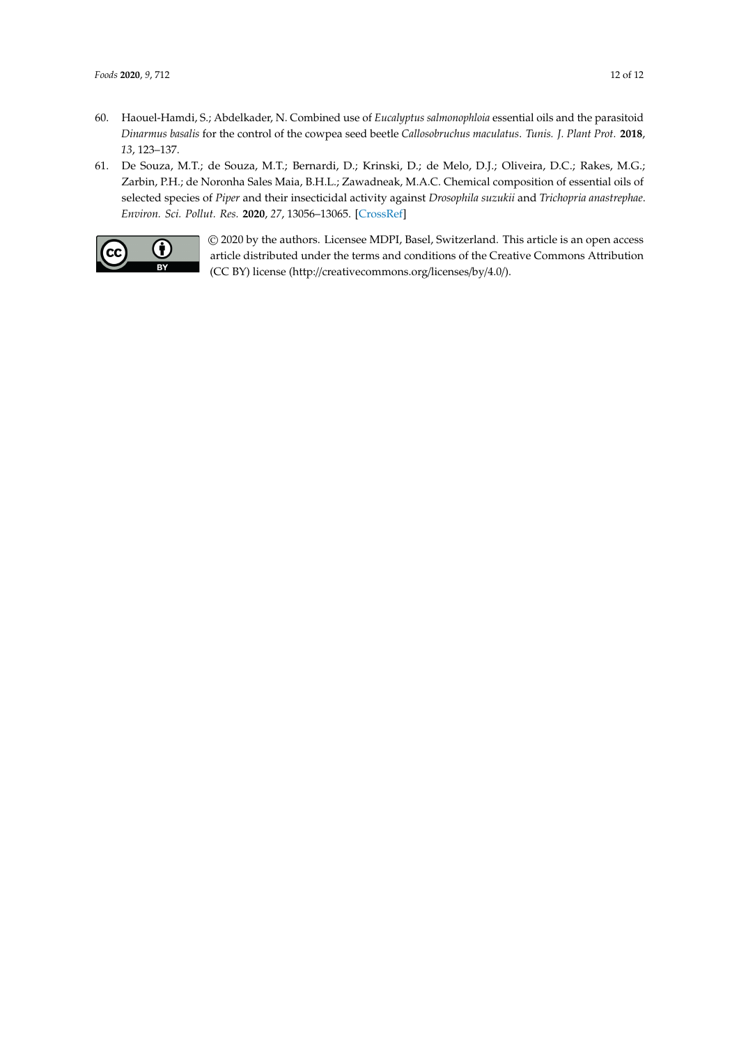60. Haouel-Hamdi, S.; Abdelkader, N. Combined use of *Eucalyptus salmonophloia* essential oils and the parasitoid *Dinarmus basalis* for the control of the cowpea seed beetle *Callosobruchus maculatus*. *Tunis. J. Plant Prot.* **2018**, *13*, 123–137.
61. De Souza, M.T.; de Souza, M.T.; Bernardi, D.; Krinski, D.; de Melo, D.J.; Oliveira, D.C.; Rakes, M.G.; Zarbin, P.H.; de Noronha Sales Maia, B.H.L.; Zawadneak, M.A.C. Chemical composition of essential oils of selected species of *Piper* and their insecticidal activity against *Drosophila suzukii* and *Trichopria anastrephae*. *Environ. Sci. Pollut. Res.* **2020**, *27*, 13056–13065. [CrossRef]

© 2020 by the authors. Licensee MDPI, Basel, Switzerland. This article is an open access article distributed under the terms and conditions of the Creative Commons Attribution (CC BY) license (http://creativecommons.org/licenses/by/4.0/).